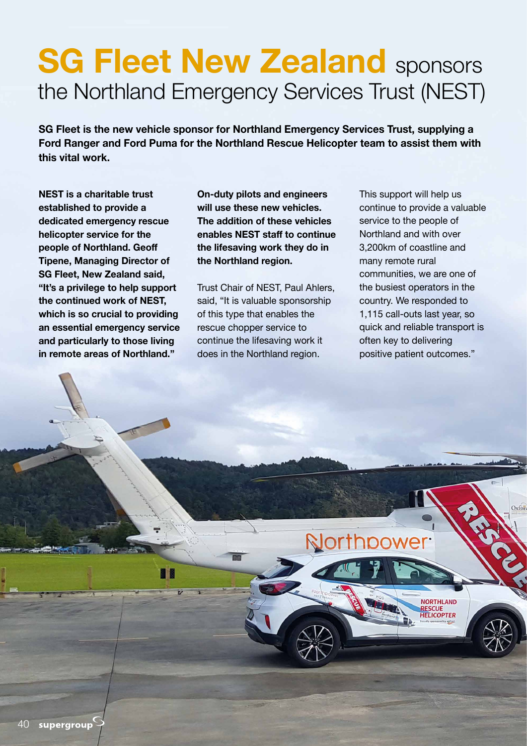# SG Fleet New Zealand sponsors the Northland Emergency Services Trust (NEST)

**SG Fleet is the new vehicle sponsor for Northland Emergency Services Trust, supplying a Ford Ranger and Ford Puma for the Northland Rescue Helicopter team to assist them with this vital work.**

**NEST is a charitable trust established to provide a dedicated emergency rescue helicopter service for the people of Northland. Geoff Tipene, Managing Director of SG Fleet, New Zealand said, "It's a privilege to help support the continued work of NEST, which is so crucial to providing an essential emergency service and particularly to those living in remote areas of Northland."**

**On-duty pilots and engineers will use these new vehicles. The addition of these vehicles enables NEST staff to continue the lifesaving work they do in the Northland region.**

Trust Chair of NEST, Paul Ahlers, said, "It is valuable sponsorship of this type that enables the rescue chopper service to continue the lifesaving work it does in the Northland region.

This support will help us continue to provide a valuable service to the people of Northland and with over 3,200km of coastline and many remote rural communities, we are one of the busiest operators in the country. We responded to 1,115 call-outs last year, so quick and reliable transport is often key to delivering positive patient outcomes."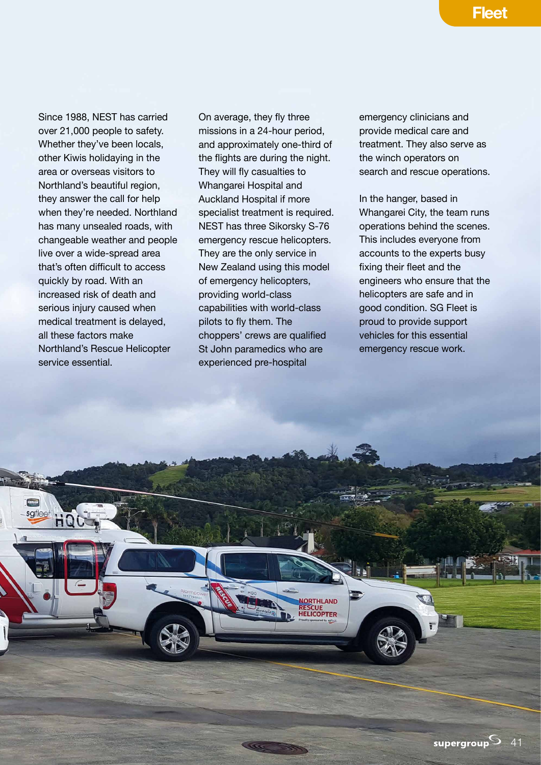Since 1988, NEST has carried over 21,000 people to safety. Whether they've been locals, other Kiwis holidaying in the area or overseas visitors to Northland's beautiful region, they answer the call for help when they're needed. Northland has many unsealed roads, with changeable weather and people live over a wide-spread area that's often difficult to access quickly by road. With an increased risk of death and serious injury caused when medical treatment is delayed, all these factors make Northland's Rescue Helicopter service essential.

On average, they fly three missions in a 24-hour period, and approximately one-third of the flights are during the night. They will fly casualties to Whangarei Hospital and Auckland Hospital if more specialist treatment is required. NEST has three Sikorsky S-76 emergency rescue helicopters. They are the only service in New Zealand using this model of emergency helicopters, providing world-class capabilities with world-class pilots to fly them. The choppers' crews are qualified St John paramedics who are experienced pre-hospital emergency clinicians and provide medical care and treatment. They also serve as the winch operators on search and rescue operations.

In the hanger, based in Whangarei City, the team runs operations behind the scenes. This includes everyone from accounts to the experts busy fixing their fleet and the engineers who ensure that the helicopters are safe and in good condition. SG Fleet is proud to provide support vehicles for this essential emergency rescue work.